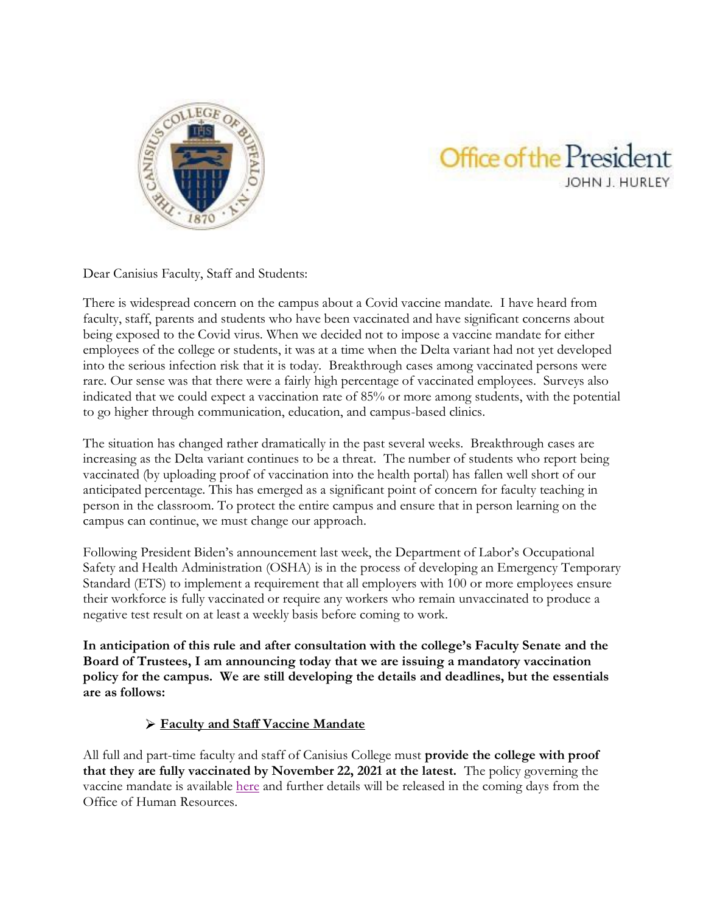Office of the President
JOHN J. HURLEY

Dear Canisius Faculty, Staff and Students:

There is widespread concern on the campus about a Covid vaccine mandate. I have heard from faculty, staff, parents and students who have been vaccinated and have significant concerns about being exposed to the Covid virus. When we decided not to impose a vaccine mandate for either employees of the college or students, it was at a time when the Delta variant had not yet developed into the serious infection risk that it is today. Breakthrough cases among vaccinated persons were rare. Our sense was that there were a fairly high percentage of vaccinated employees. Surveys also indicated that we could expect a vaccination rate of 85% or more among students, with the potential to go higher through communication, education, and campus-based clinics.

The situation has changed rather dramatically in the past several weeks. Breakthrough cases are increasing as the Delta variant continues to be a threat. The number of students who report being vaccinated (by uploading proof of vaccination into the health portal) has fallen well short of our anticipated percentage. This has emerged as a significant point of concern for faculty teaching in person in the classroom. To protect the entire campus and ensure that in person learning on the campus can continue, we must change our approach.

Following President Biden's announcement last week, the Department of Labor's Occupational Safety and Health Administration (OSHA) is in the process of developing an Emergency Temporary Standard (ETS) to implement a requirement that all employers with 100 or more employees ensure their workforce is fully vaccinated or require any workers who remain unvaccinated to produce a negative test result on at least a weekly basis before coming to work.

**In anticipation of this rule and after consultation with the college's Faculty Senate and the Board of Trustees, I am announcing today that we are issuing a mandatory vaccination policy for the campus. We are still developing the details and deadlines, but the essentials are as follows:**

- **Faculty and Staff Vaccine Mandate**

All full and part-time faculty and staff of Canisius College must **provide the college with proof that they are fully vaccinated by November 22, 2021 at the latest.** The policy governing the vaccine mandate is available here and further details will be released in the coming days from the Office of Human Resources.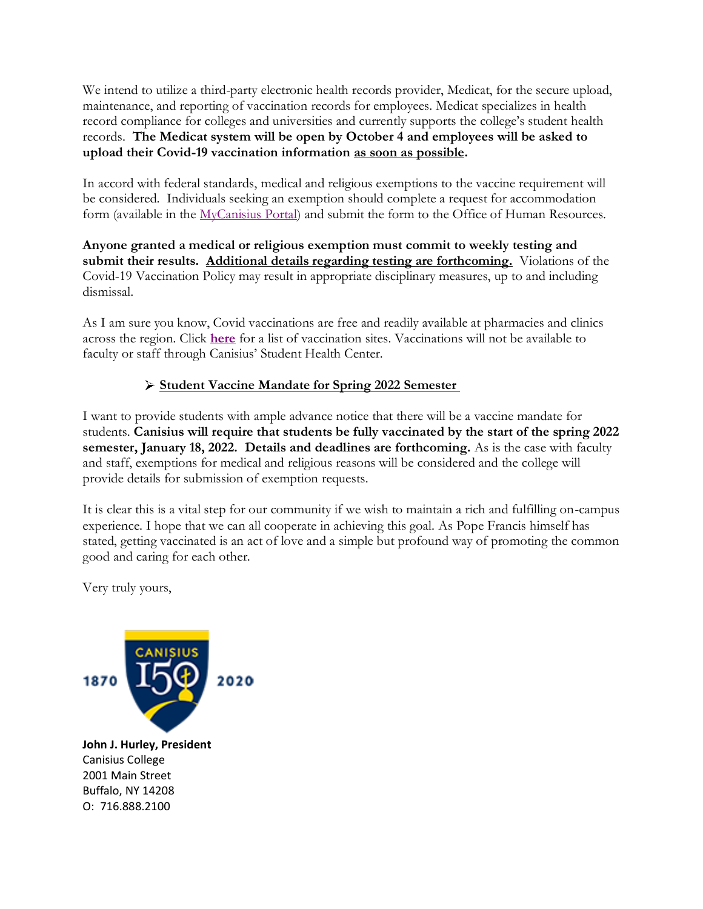We intend to utilize a third-party electronic health records provider, Medicat, for the secure upload, maintenance, and reporting of vaccination records for employees. Medicat specializes in health record compliance for colleges and universities and currently supports the college's student health records. **The Medicat system will be open by October 4 and employees will be asked to upload their Covid-19 vaccination information as soon as possible.**

In accord with federal standards, medical and religious exemptions to the vaccine requirement will be considered. Individuals seeking an exemption should complete a request for accommodation form (available in the MyCanisius Portal) and submit the form to the Office of Human Resources.

**Anyone granted a medical or religious exemption must commit to weekly testing and submit their results. Additional details regarding testing are forthcoming.** Violations of the Covid-19 Vaccination Policy may result in appropriate disciplinary measures, up to and including dismissal.

As I am sure you know, Covid vaccinations are free and readily available at pharmacies and clinics across the region. Click **here** for a list of vaccination sites. Vaccinations will not be available to faculty or staff through Canisius' Student Health Center.

- **Student Vaccine Mandate for Spring 2022 Semester**

I want to provide students with ample advance notice that there will be a vaccine mandate for students. **Canisius will require that students be fully vaccinated by the start of the spring 2022 semester, January 18, 2022. Details and deadlines are forthcoming.** As is the case with faculty and staff, exemptions for medical and religious reasons will be considered and the college will provide details for submission of exemption requests.

It is clear this is a vital step for our community if we wish to maintain a rich and fulfilling on-campus experience. I hope that we can all cooperate in achieving this goal. As Pope Francis himself has stated, getting vaccinated is an act of love and a simple but profound way of promoting the common good and caring for each other.

Very truly yours,

1870 CANISIUS 150 2020

**John J. Hurley, President**
Canisius College
2001 Main Street
Buffalo, NY 14208
O: 716.888.2100